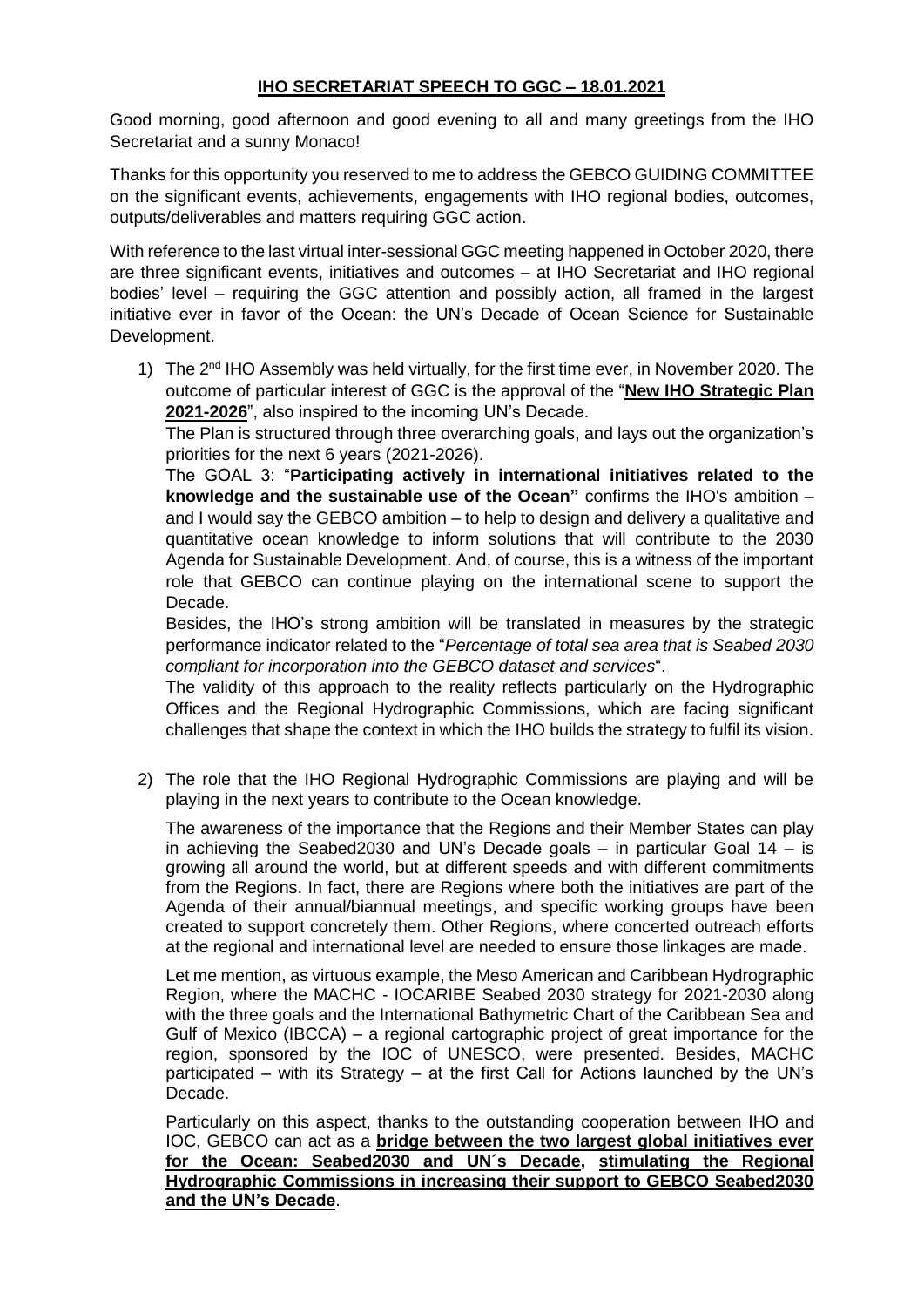# **IHO SECRETARIAT SPEECH TO GGC – 18.01.2021**

Good morning, good afternoon and good evening to all and many greetings from the IHO Secretariat and a sunny Monaco!

Thanks for this opportunity you reserved to me to address the GEBCO GUIDING COMMITTEE on the significant events, achievements, engagements with IHO regional bodies, outcomes, outputs/deliverables and matters requiring GGC action.

With reference to the last virtual inter-sessional GGC meeting happened in October 2020, there are <u>three significant events, initiatives and outcomes</u> – at IHO Secretariat and IHO regional bodies' level – requiring the GGC attention and possibly action, all framed in the largest initiative ever in favor of the Ocean: the UN's Decade of Ocean Science for Sustainable Development.

1) The 2nd IHO Assembly was held virtually, for the first time ever, in November 2020. The outcome of particular interest of GGC is the approval of the "**<u>New IHO Strategic Plan 2021-2026</u>**", also inspired to the incoming UN's Decade.

   The Plan is structured through three overarching goals, and lays out the organization's priorities for the next 6 years (2021-2026).

   The GOAL 3: "**Participating actively in international initiatives related to the knowledge and the sustainable use of the Ocean"** confirms the IHO's ambition – and I would say the GEBCO ambition – to help to design and delivery a qualitative and quantitative ocean knowledge to inform solutions that will contribute to the 2030 Agenda for Sustainable Development. And, of course, this is a witness of the important role that GEBCO can continue playing on the international scene to support the Decade.

   Besides, the IHO's strong ambition will be translated in measures by the strategic performance indicator related to the "*Percentage of total sea area that is Seabed 2030 compliant for incorporation into the GEBCO dataset and services*".

   The validity of this approach to the reality reflects particularly on the Hydrographic Offices and the Regional Hydrographic Commissions, which are facing significant challenges that shape the context in which the IHO builds the strategy to fulfil its vision.

2) The role that the IHO Regional Hydrographic Commissions are playing and will be playing in the next years to contribute to the Ocean knowledge.

   The awareness of the importance that the Regions and their Member States can play in achieving the Seabed2030 and UN's Decade goals – in particular Goal 14 – is growing all around the world, but at different speeds and with different commitments from the Regions. In fact, there are Regions where both the initiatives are part of the Agenda of their annual/biannual meetings, and specific working groups have been created to support concretely them. Other Regions, where concerted outreach efforts at the regional and international level are needed to ensure those linkages are made.

   Let me mention, as virtuous example, the Meso American and Caribbean Hydrographic Region, where the MACHC - IOCARIBE Seabed 2030 strategy for 2021-2030 along with the three goals and the International Bathymetric Chart of the Caribbean Sea and Gulf of Mexico (IBCCA) – a regional cartographic project of great importance for the region, sponsored by the IOC of UNESCO, were presented. Besides, MACHC participated – with its Strategy – at the first Call for Actions launched by the UN's Decade.

   Particularly on this aspect, thanks to the outstanding cooperation between IHO and IOC, GEBCO can act as a **<u>bridge between the two largest global initiatives ever for the Ocean: Seabed2030 and UN´s Decade, stimulating the Regional Hydrographic Commissions in increasing their support to GEBCO Seabed2030 and the UN's Decade</u>**.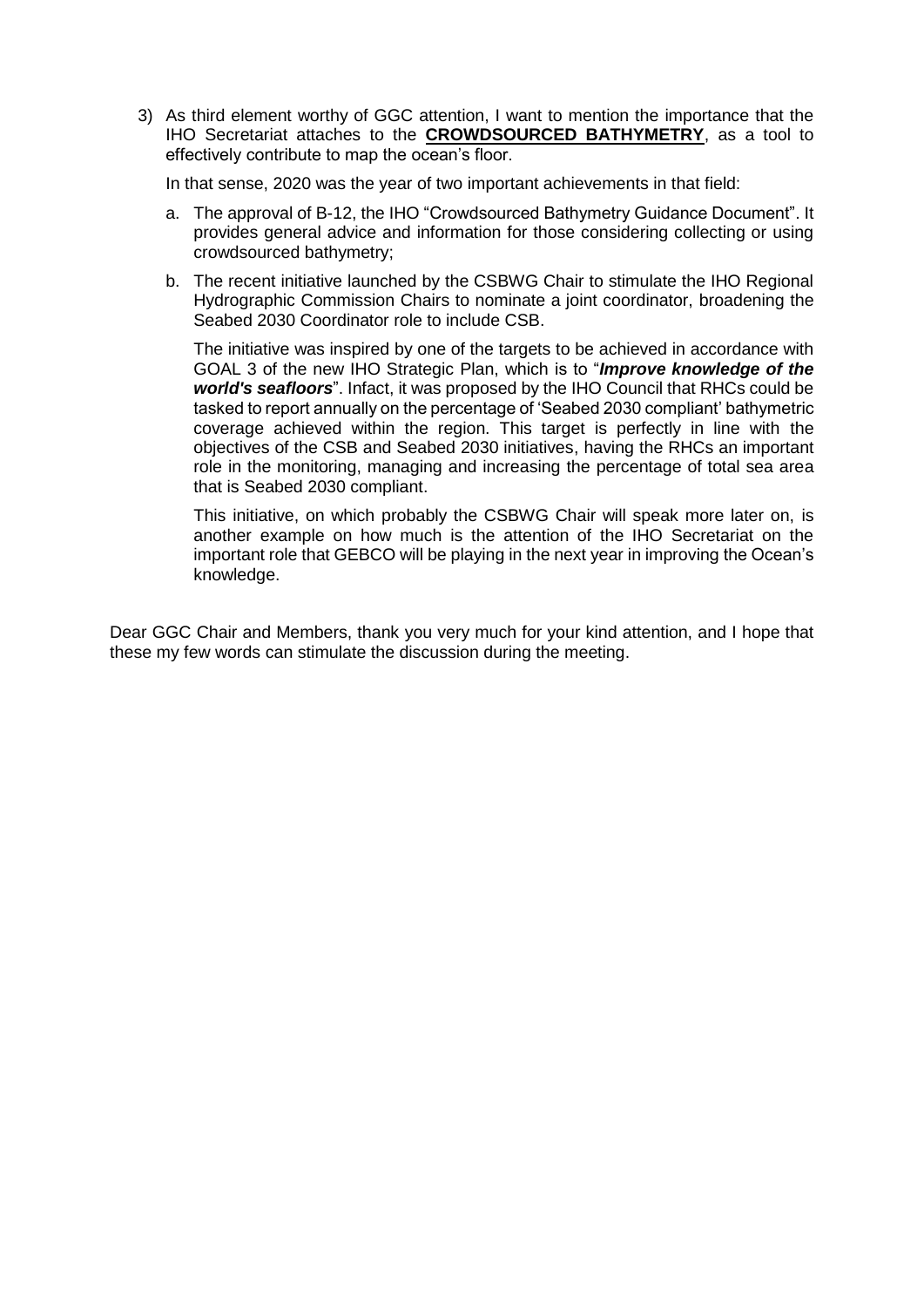3) As third element worthy of GGC attention, I want to mention the importance that the IHO Secretariat attaches to the **CROWDSOURCED BATHYMETRY**, as a tool to effectively contribute to map the ocean's floor.

   In that sense, 2020 was the year of two important achievements in that field:

   a. The approval of B-12, the IHO "Crowdsourced Bathymetry Guidance Document". It provides general advice and information for those considering collecting or using crowdsourced bathymetry;

   b. The recent initiative launched by the CSBWG Chair to stimulate the IHO Regional Hydrographic Commission Chairs to nominate a joint coordinator, broadening the Seabed 2030 Coordinator role to include CSB.

      The initiative was inspired by one of the targets to be achieved in accordance with GOAL 3 of the new IHO Strategic Plan, which is to "***Improve knowledge of the world's seafloors***". Infact, it was proposed by the IHO Council that RHCs could be tasked to report annually on the percentage of 'Seabed 2030 compliant' bathymetric coverage achieved within the region. This target is perfectly in line with the objectives of the CSB and Seabed 2030 initiatives, having the RHCs an important role in the monitoring, managing and increasing the percentage of total sea area that is Seabed 2030 compliant.

      This initiative, on which probably the CSBWG Chair will speak more later on, is another example on how much is the attention of the IHO Secretariat on the important role that GEBCO will be playing in the next year in improving the Ocean's knowledge.

Dear GGC Chair and Members, thank you very much for your kind attention, and I hope that these my few words can stimulate the discussion during the meeting.